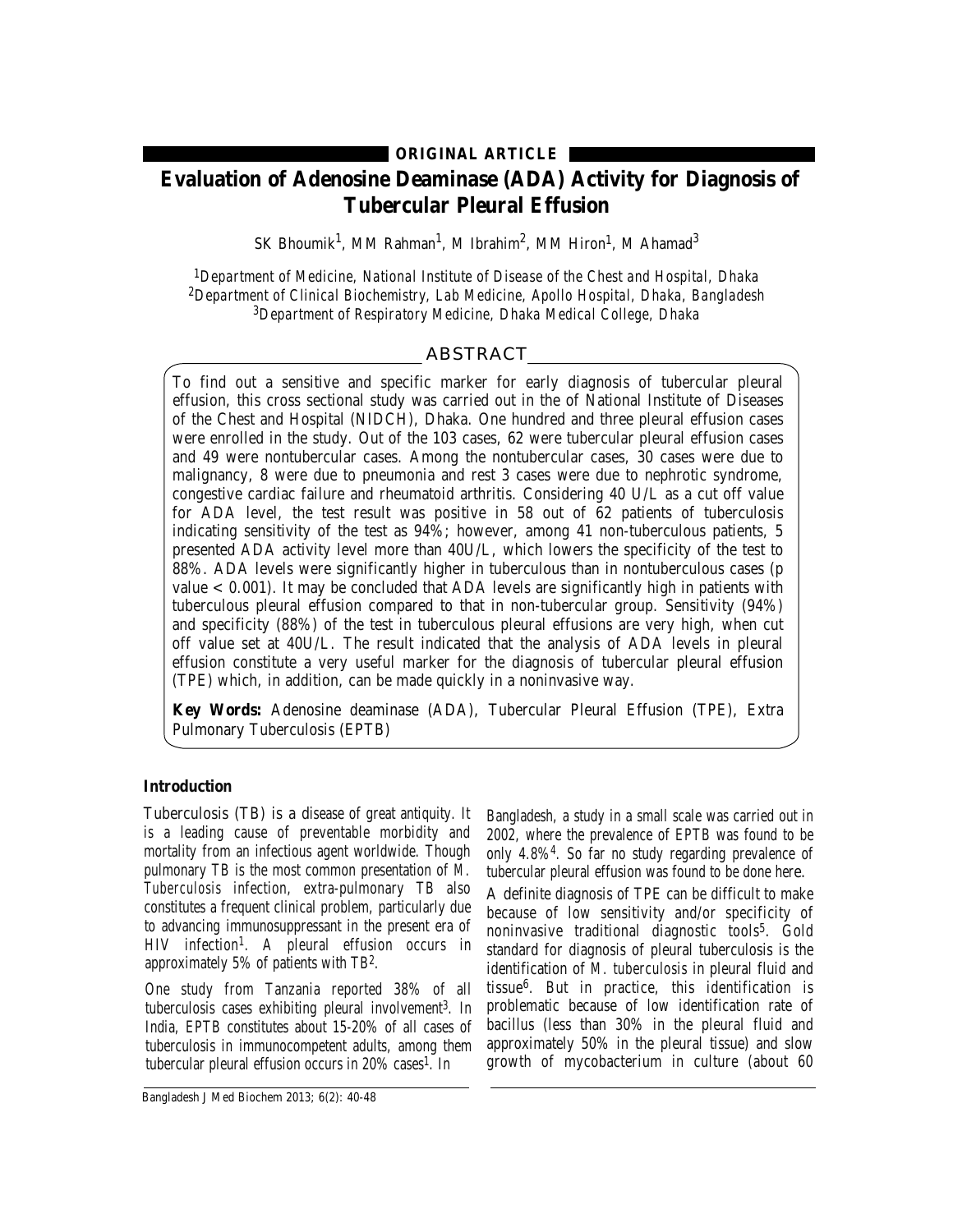**ORIGINAL ARTICLE**

# Evaluation of Adenosine Deaminase (ADA) Activity for Diagnosis of Tubercular Pleural Effusion

SK Bhoumik[1], MM Rahman[1], M Ibrahim[2], MM Hiron[1], M Ahamad[3]

[1]*Department of Medicine, National Institute of Disease of the Chest and Hospital, Dhaka*
[2]*Department of Clinical Biochemistry, Lab Medicine, Apollo Hospital, Dhaka, Bangladesh*
[3]*Department of Respiratory Medicine, Dhaka Medical College, Dhaka*

## ABSTRACT

To find out a sensitive and specific marker for early diagnosis of tubercular pleural effusion, this cross sectional study was carried out in the of National Institute of Diseases of the Chest and Hospital (NIDCH), Dhaka. One hundred and three pleural effusion cases were enrolled in the study. Out of the 103 cases, 62 were tubercular pleural effusion cases and 49 were nontubercular cases. Among the nontubercular cases, 30 cases were due to malignancy, 8 were due to pneumonia and rest 3 cases were due to nephrotic syndrome, congestive cardiac failure and rheumatoid arthritis. Considering 40 U/L as a cut off value for ADA level, the test result was positive in 58 out of 62 patients of tuberculosis indicating sensitivity of the test as 94%; however, among 41 non-tuberculous patients, 5 presented ADA activity level more than 40U/L, which lowers the specificity of the test to 88%. ADA levels were significantly higher in tuberculous than in nontuberculous cases (p value < 0.001). It may be concluded that ADA levels are significantly high in patients with tuberculous pleural effusion compared to that in non-tubercular group. Sensitivity (94%) and specificity (88%) of the test in tuberculous pleural effusions are very high, when cut off value set at 40U/L. The result indicated that the analysis of ADA levels in pleural effusion constitute a very useful marker for the diagnosis of tubercular pleural effusion (TPE) which, in addition, can be made quickly in a noninvasive way.

**Key Words:** Adenosine deaminase (ADA), Tubercular Pleural Effusion (TPE), Extra Pulmonary Tuberculosis (EPTB)

### Introduction

Tuberculosis (TB) is a disease of great antiquity. It is a leading cause of preventable morbidity and mortality from an infectious agent worldwide. Though pulmonary TB is the most common presentation of *M. Tuberculosis* infection, extra-pulmonary TB also constitutes a frequent clinical problem, particularly due to advancing immunosuppressant in the present era of HIV infection[1]. A pleural effusion occurs in approximately 5% of patients with TB[2].

One study from Tanzania reported 38% of all tuberculosis cases exhibiting pleural involvement[3]. In India, EPTB constitutes about 15-20% of all cases of tuberculosis in immunocompetent adults, among them tubercular pleural effusion occurs in 20% cases[1]. In Bangladesh, a study in a small scale was carried out in 2002, where the prevalence of EPTB was found to be only 4.8%[4]. So far no study regarding prevalence of tubercular pleural effusion was found to be done here.

A definite diagnosis of TPE can be difficult to make because of low sensitivity and/or specificity of noninvasive traditional diagnostic tools[5]. Gold standard for diagnosis of pleural tuberculosis is the identification of *M. tuberculosis* in pleural fluid and tissue[6]. But in practice, this identification is problematic because of low identification rate of bacillus (less than 30% in the pleural fluid and approximately 50% in the pleural tissue) and slow growth of mycobacterium in culture (about 60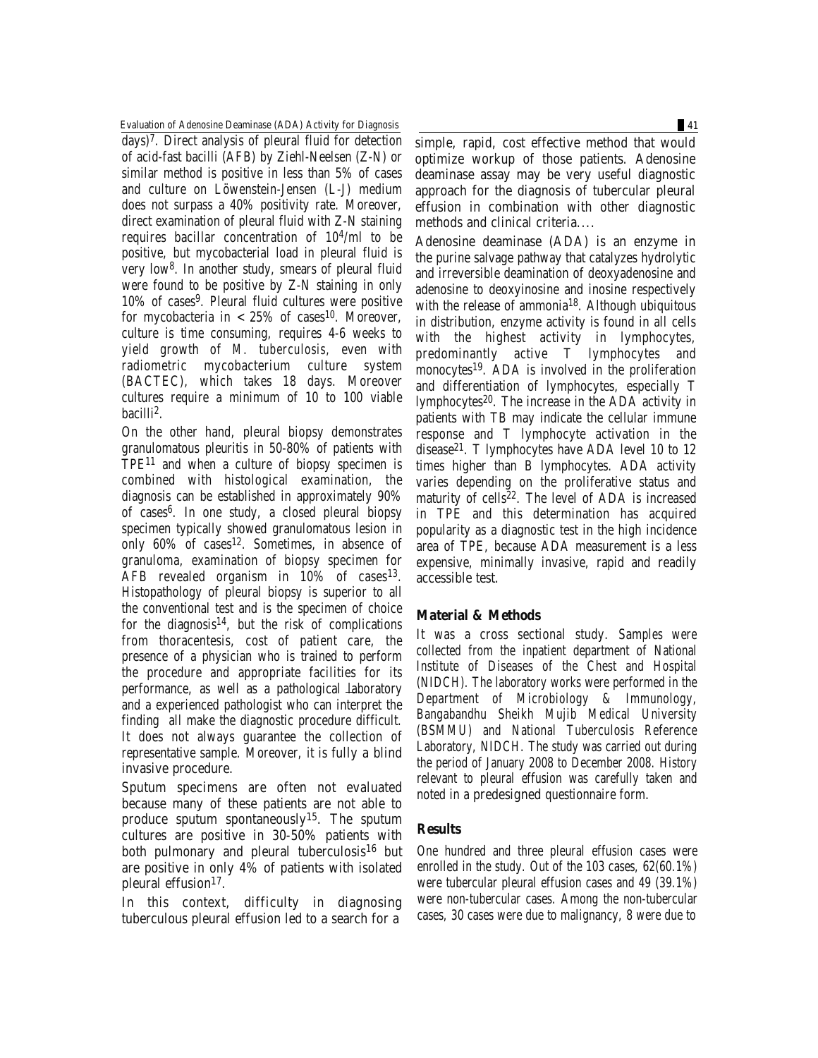days)[7]. Direct analysis of pleural fluid for detection of acid-fast bacilli (AFB) by Ziehl-Neelsen (Z-N) or similar method is positive in less than 5% of cases and culture on Löwenstein-Jensen (L-J) medium does not surpass a 40% positivity rate. Moreover, direct examination of pleural fluid with Z-N staining requires bacillar concentration of $10^4$/ml to be positive, but mycobacterial load in pleural fluid is very low[8]. In another study, smears of pleural fluid were found to be positive by Z-N staining in only 10% of cases[9]. Pleural fluid cultures were positive for mycobacteria in < 25% of cases[10]. Moreover, culture is time consuming, requires 4-6 weeks to yield growth of *M. tuberculosis*, even with radiometric mycobacterium culture system (BACTEC), which takes 18 days. Moreover cultures require a minimum of 10 to 100 viable bacilli[2].

On the other hand, pleural biopsy demonstrates granulomatous pleuritis in 50-80% of patients with TPE[11] and when a culture of biopsy specimen is combined with histological examination, the diagnosis can be established in approximately 90% of cases[6]. In one study, a closed pleural biopsy specimen typically showed granulomatous lesion in only 60% of cases[12]. Sometimes, in absence of granuloma, examination of biopsy specimen for AFB revealed organism in 10% of cases[13]. Histopathology of pleural biopsy is superior to all the conventional test and is the specimen of choice for the diagnosis[14], but the risk of complications from thoracentesis, cost of patient care, the presence of a physician who is trained to perform the procedure and appropriate facilities for its performance, as well as a pathological laboratory and a experienced pathologist who can interpret the finding all make the diagnostic procedure difficult. It does not always guarantee the collection of representative sample. Moreover, it is fully a blind invasive procedure.

Sputum specimens are often not evaluated because many of these patients are not able to produce sputum spontaneously[15]. The sputum cultures are positive in 30-50% patients with both pulmonary and pleural tuberculosis[16] but are positive in only 4% of patients with isolated pleural effusion[17].

In this context, difficulty in diagnosing tuberculous pleural effusion led to a search for a simple, rapid, cost effective method that would optimize workup of those patients. Adenosine deaminase assay may be very useful diagnostic approach for the diagnosis of tubercular pleural effusion in combination with other diagnostic methods and clinical criteria....

Adenosine deaminase (ADA) is an enzyme in the purine salvage pathway that catalyzes hydrolytic and irreversible deamination of deoxyadenosine and adenosine to deoxyinosine and inosine respectively with the release of ammonia[18]. Although ubiquitous in distribution, enzyme activity is found in all cells with the highest activity in lymphocytes, predominantly active T lymphocytes and monocytes[19]. ADA is involved in the proliferation and differentiation of lymphocytes, especially T lymphocytes[20]. The increase in the ADA activity in patients with TB may indicate the cellular immune response and T lymphocyte activation in the disease[21]. T lymphocytes have ADA level 10 to 12 times higher than B lymphocytes. ADA activity varies depending on the proliferative status and maturity of cells[22]. The level of ADA is increased in TPE and this determination has acquired popularity as a diagnostic test in the high incidence area of TPE, because ADA measurement is a less expensive, minimally invasive, rapid and readily accessible test.

## Material & Methods

It was a cross sectional study. Samples were collected from the inpatient department of National Institute of Diseases of the Chest and Hospital (NIDCH). The laboratory works were performed in the Department of Microbiology & Immunology, Bangabandhu Sheikh Mujib Medical University (BSMMU) and National Tuberculosis Reference Laboratory, NIDCH. The study was carried out during the period of January 2008 to December 2008. History relevant to pleural effusion was carefully taken and noted in a predesigned questionnaire form.

## Results

One hundred and three pleural effusion cases were enrolled in the study. Out of the 103 cases, 62(60.1%) were tubercular pleural effusion cases and 49 (39.1%) were non-tubercular cases. Among the non-tubercular cases, 30 cases were due to malignancy, 8 were due to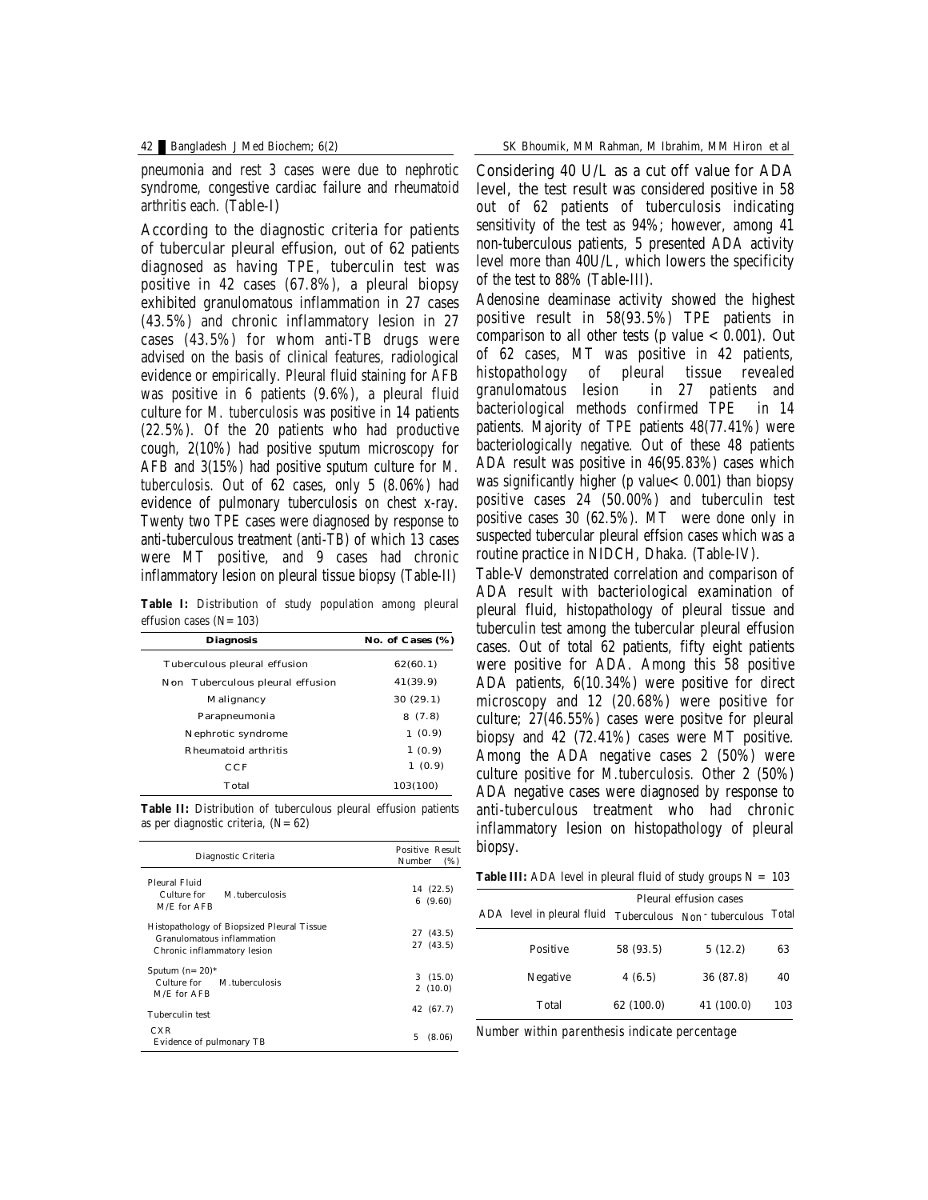pneumonia and rest 3 cases were due to nephrotic syndrome, congestive cardiac failure and rheumatoid arthritis each. (Table-I)

According to the diagnostic criteria for patients of tubercular pleural effusion, out of 62 patients diagnosed as having TPE, tuberculin test was positive in 42 cases (67.8%), a pleural biopsy exhibited granulomatous inflammation in 27 cases (43.5%) and chronic inflammatory lesion in 27 cases (43.5%) for whom anti-TB drugs were advised on the basis of clinical features, radiological evidence or empirically. Pleural fluid staining for AFB was positive in 6 patients (9.6%), a pleural fluid culture for *M. tuberculosis* was positive in 14 patients (22.5%). Of the 20 patients who had productive cough, 2(10%) had positive sputum microscopy for AFB and 3(15%) had positive sputum culture for *M. tuberculosis*. Out of 62 cases, only 5 (8.06%) had evidence of pulmonary tuberculosis on chest x-ray. Twenty two TPE cases were diagnosed by response to anti-tuberculous treatment (anti-TB) of which 13 cases were MT positive, and 9 cases had chronic inflammatory lesion on pleural tissue biopsy (Table-II)

**Table I:** Distribution of study population among pleural effusion cases (N= 103)

| Diagnosis | No. of Cases (%) |
|---|---|
| Tuberculous pleural effusion | 62(60.1) |
| Non Tuberculous pleural effusion | 41(39.9) |
| Malignancy | 30 (29.1) |
| Parapneumonia | 8 (7.8) |
| Nephrotic syndrome | 1 (0.9) |
| Rheumatoid arthritis | 1 (0.9) |
| CCF | 1 (0.9) |
| Total | 103(100) |

**Table II:** Distribution of tuberculous pleural effusion patients as per diagnostic criteria, (N= 62)

| Diagnostic Criteria | Positive Result Number (%) |
|---|---|
| Pleural Fluid | |
| Culture for M.tuberculosis | 14 (22.5) |
| M/E for AFB | 6 (9.60) |
| Histopathology of Biopsized Pleural Tissue | |
| Granulomatous inflammation | 27 (43.5) |
| Chronic inflammatory lesion | 27 (43.5) |
| Sputum (n= 20)* | |
| Culture for M.tuberculosis | 3 (15.0) |
| M/E for AFB | 2 (10.0) |
| Tuberculin test | 42 (67.7) |
| CXR | |
| Evidence of pulmonary TB | 5 (8.06) |

Considering 40 U/L as a cut off value for ADA level, the test result was considered positive in 58 out of 62 patients of tuberculosis indicating sensitivity of the test as 94%; however, among 41 non-tuberculous patients, 5 presented ADA activity level more than 40U/L, which lowers the specificity of the test to 88% (Table-III).

Adenosine deaminase activity showed the highest positive result in 58(93.5%) TPE patients in comparison to all other tests (p value < 0.001). Out of 62 cases, MT was positive in 42 patients, histopathology of pleural tissue revealed granulomatous lesion in 27 patients and bacteriological methods confirmed TPE in 14 patients. Majority of TPE patients 48(77.41%) were bacteriologically negative. Out of these 48 patients ADA result was positive in 46(95.83%) cases which was significantly higher (p value< 0.001) than biopsy positive cases 24 (50.00%) and tuberculin test positive cases 30 (62.5%). MT were done only in suspected tubercular pleural effsion cases which was a routine practice in NIDCH, Dhaka. (Table-IV).

Table-V demonstrated correlation and comparison of ADA result with bacteriological examination of pleural fluid, histopathology of pleural tissue and tuberculin test among the tubercular pleural effusion cases. Out of total 62 patients, fifty eight patients were positive for ADA. Among this 58 positive ADA patients, 6(10.34%) were positive for direct microscopy and 12 (20.68%) were positive for culture; 27(46.55%) cases were positve for pleural biopsy and 42 (72.41%) cases were MT positive. Among the ADA negative cases 2 (50%) were culture positive for *M.tuberculosis*. Other 2 (50%) ADA negative cases were diagnosed by response to anti-tuberculous treatment who had chronic inflammatory lesion on histopathology of pleural biopsy.

**Table III:** ADA level in pleural fluid of study groups N = 103

| ADA level in pleural fluid | Pleural effusion cases | | Total |
|---|---|---|---|
| | Tuberculous | Non - tuberculous | |
| Positive | 58 (93.5) | 5 (12.2) | 63 |
| Negative | 4 (6.5) | 36 (87.8) | 40 |
| Total | 62 (100.0) | 41 (100.0) | 103 |

Number within parenthesis indicate percentage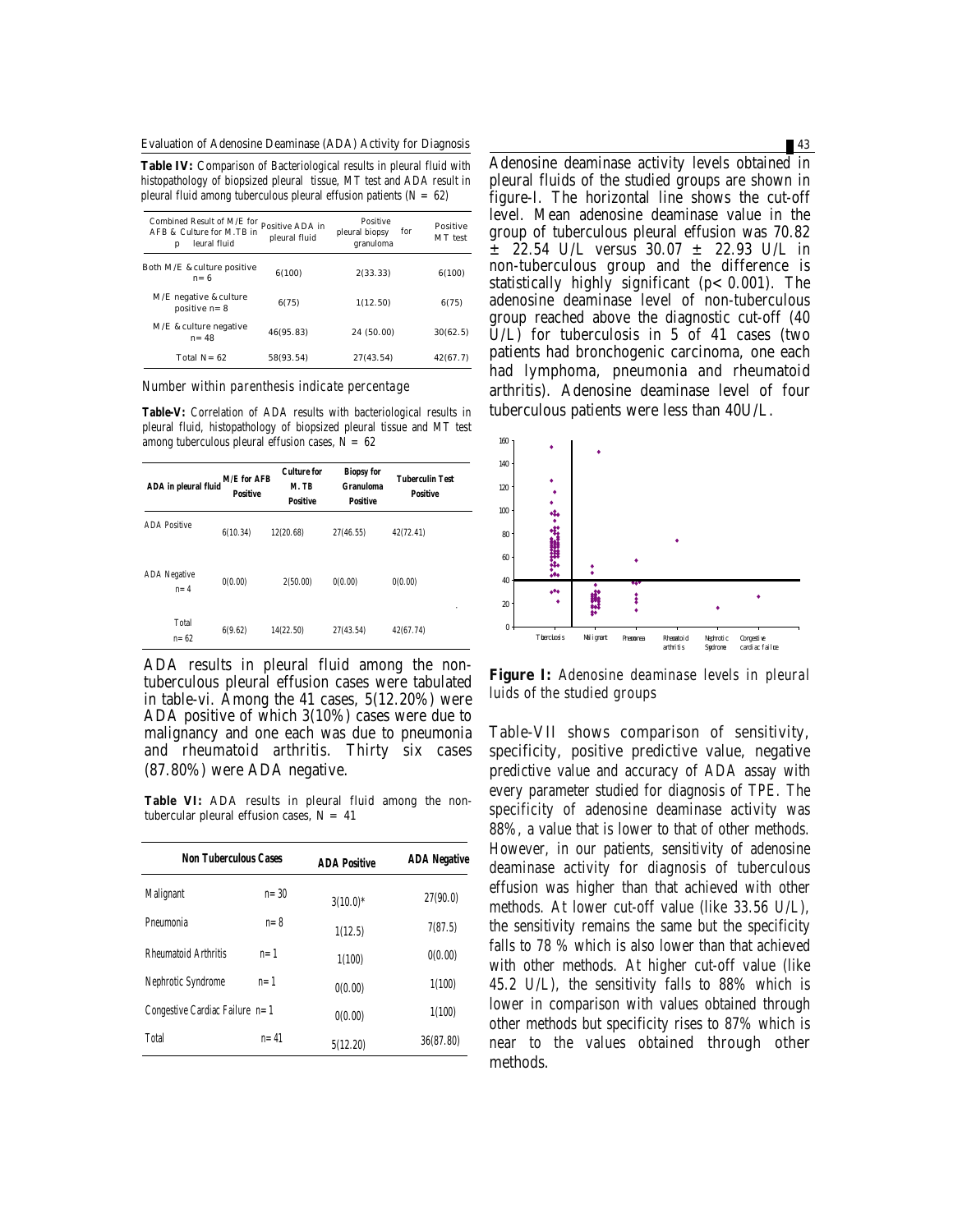**Table IV:** Comparison of Bacteriological results in pleural fluid with histopathology of biopsized pleural tissue, MT test and ADA result in pleural fluid among tuberculous pleural effusion patients (N = 62)

| Combined Result of M/E for AFB & Culture for M.TB in pleural fluid | Positive ADA in pleural fluid | Positive pleural biopsy for granuloma | Positive MT test |
|---|---|---|---|
| Both M/E & culture positive n= 6 | 6(100) | 2(33.33) | 6(100) |
| M/E negative & culture positive n= 8 | 6(75) | 1(12.50) | 6(75) |
| M/E & culture negative n= 48 | 46(95.83) | 24 (50.00) | 30(62.5) |
| Total N= 62 | 58(93.54) | 27(43.54) | 42(67.7) |

Number within parenthesis indicate percentage

**Table-V:** Correlation of ADA results with bacteriological results in pleural fluid, histopathology of biopsized pleural tissue and MT test among tuberculous pleural effusion cases, N = 62

| ADA in pleural fluid | M/E for AFB Positive | Culture for M. TB Positive | Biopsy for Granuloma Positive | Tuberculin Test Positive |
|---|---|---|---|---|
| ADA Positive | 6(10.34) | 12(20.68) | 27(46.55) | 42(72.41) |
| ADA Negative n= 4 | 0(0.00) | 2(50.00) | 0(0.00) | 0(0.00) |
| Total n= 62 | 6(9.62) | 14(22.50) | 27(43.54) | 42(67.74) |

ADA results in pleural fluid among the non-tuberculous pleural effusion cases were tabulated in table-vi. Among the 41 cases, 5(12.20%) were ADA positive of which 3(10%) cases were due to malignancy and one each was due to pneumonia and rheumatoid arthritis. Thirty six cases (87.80%) were ADA negative.

**Table VI:** ADA results in pleural fluid among the non-tubercular pleural effusion cases, N = 41

| Non Tuberculous Cases | | ADA Positive | ADA Negative |
|---|---|---|---|
| Malignant | n= 30 | 3(10.0)* | 27(90.0) |
| Pneumonia | n= 8 | 1(12.5) | 7(87.5) |
| Rheumatoid Arthritis | n= 1 | 1(100) | 0(0.00) |
| Nephrotic Syndrome | n= 1 | 0(0.00) | 1(100) |
| Congestive Cardiac Failure | n= 1 | 0(0.00) | 1(100) |
| Total | n= 41 | 5(12.20) | 36(87.80) |

Adenosine deaminase activity levels obtained in pleural fluids of the studied groups are shown in figure-I. The horizontal line shows the cut-off level. Mean adenosine deaminase value in the group of tuberculous pleural effusion was 70.82 ± 22.54 U/L versus 30.07 ± 22.93 U/L in non-tuberculous group and the difference is statistically highly significant ($p< 0.001$). The adenosine deaminase level of non-tuberculous group reached above the diagnostic cut-off (40 U/L) for tuberculosis in 5 of 41 cases (two patients had bronchogenic carcinoma, one each had lymphoma, pneumonia and rheumatoid arthritis). Adenosine deaminase level of four tuberculous patients were less than 40U/L.

**Figure I:** Adenosine deaminase levels in pleural luids of the studied groups

Table-VII shows comparison of sensitivity, specificity, positive predictive value, negative predictive value and accuracy of ADA assay with every parameter studied for diagnosis of TPE. The specificity of adenosine deaminase activity was 88%, a value that is lower to that of other methods. However, in our patients, sensitivity of adenosine deaminase activity for diagnosis of tuberculous effusion was higher than that achieved with other methods. At lower cut-off value (like 33.56 U/L), the sensitivity remains the same but the specificity falls to 78 % which is also lower than that achieved with other methods. At higher cut-off value (like 45.2 U/L), the sensitivity falls to 88% which is lower in comparison with values obtained through other methods but specificity rises to 87% which is near to the values obtained through other methods.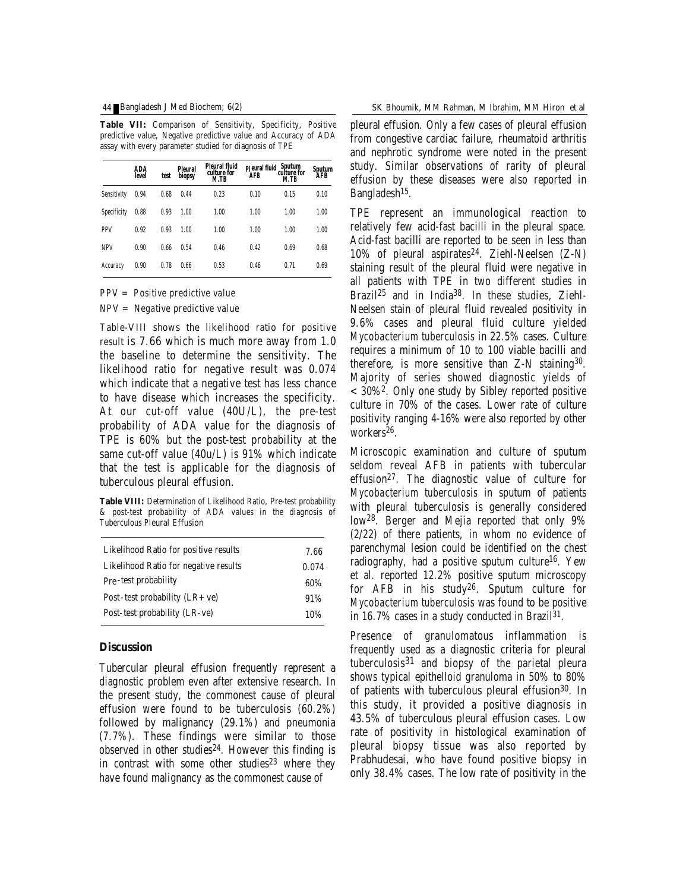**Table VII:** Comparison of Sensitivity, Specificity, Positive predictive value, Negative predictive value and Accuracy of ADA assay with every parameter studied for diagnosis of TPE

| | ADA level | test | Pleural biopsy | Pleural fluid culture for M.TB | Pleural fluid AFB | Sputum culture for M.TB | Sputum AFB |
|---|---|---|---|---|---|---|---|
| Sensitivity | 0.94 | 0.68 | 0.44 | 0.23 | 0.10 | 0.15 | 0.10 |
| Specificity | 0.88 | 0.93 | 1.00 | 1.00 | 1.00 | 1.00 | 1.00 |
| PPV | 0.92 | 0.93 | 1.00 | 1.00 | 1.00 | 1.00 | 1.00 |
| NPV | 0.90 | 0.66 | 0.54 | 0.46 | 0.42 | 0.69 | 0.68 |
| Accuracy | 0.90 | 0.78 | 0.66 | 0.53 | 0.46 | 0.71 | 0.69 |

PPV = Positive predictive value

NPV = Negative predictive value

Table-VIII shows the likelihood ratio for positive result is 7.66 which is much more away from 1.0 the baseline to determine the sensitivity. The likelihood ratio for negative result was 0.074 which indicate that a negative test has less chance to have disease which increases the specificity. At our cut-off value (40U/L), the pre-test probability of ADA value for the diagnosis of TPE is 60% but the post-test probability at the same cut-off value (40u/L) is 91% which indicate that the test is applicable for the diagnosis of tuberculous pleural effusion.

**Table VIII:** Determination of Likelihood Ratio, Pre-test probability & post-test probability of ADA values in the diagnosis of Tuberculous Pleural Effusion

| | |
|---|---|
| Likelihood Ratio for positive results | 7.66 |
| Likelihood Ratio for negative results | 0.074 |
| Pre-test probability | 60% |
| Post-test probability (LR+ ve) | 91% |
| Post-test probability (LR-ve) | 10% |

## Discussion

Tubercular pleural effusion frequently represent a diagnostic problem even after extensive research. In the present study, the commonest cause of pleural effusion were found to be tuberculosis (60.2%) followed by malignancy (29.1%) and pneumonia (7.7%). These findings were similar to those observed in other studies[24]. However this finding is in contrast with some other studies[23] where they have found malignancy as the commonest cause of pleural effusion. Only a few cases of pleural effusion from congestive cardiac failure, rheumatoid arthritis and nephrotic syndrome were noted in the present study. Similar observations of rarity of pleural effusion by these diseases were also reported in Bangladesh[15].

TPE represent an immunological reaction to relatively few acid-fast bacilli in the pleural space. Acid-fast bacilli are reported to be seen in less than 10% of pleural aspirates[24]. Ziehl-Neelsen (Z-N) staining result of the pleural fluid were negative in all patients with TPE in two different studies in Brazil[25] and in India[38]. In these studies, Ziehl-Neelsen stain of pleural fluid revealed positivity in 9.6% cases and pleural fluid culture yielded *Mycobacterium tuberculosis* in 22.5% cases. Culture requires a minimum of 10 to 100 viable bacilli and therefore, is more sensitive than Z-N staining[30]. Majority of series showed diagnostic yields of < 30%[2]. Only one study by Sibley reported positive culture in 70% of the cases. Lower rate of culture positivity ranging 4-16% were also reported by other workers[26].

Microscopic examination and culture of sputum seldom reveal AFB in patients with tubercular effusion[27]. The diagnostic value of culture for *Mycobacterium tuberculosis* in sputum of patients with pleural tuberculosis is generally considered low[28]. Berger and Mejia reported that only 9% (2/22) of there patients, in whom no evidence of parenchymal lesion could be identified on the chest radiography, had a positive sputum culture[16]. Yew et al. reported 12.2% positive sputum microscopy for AFB in his study[26]. Sputum culture for *Mycobacterium tuberculosis* was found to be positive in 16.7% cases in a study conducted in Brazil[31].

Presence of granulomatous inflammation is frequently used as a diagnostic criteria for pleural tuberculosis[31] and biopsy of the parietal pleura shows typical epithelloid granuloma in 50% to 80% of patients with tuberculous pleural effusion[30]. In this study, it provided a positive diagnosis in 43.5% of tuberculous pleural effusion cases. Low rate of positivity in histological examination of pleural biopsy tissue was also reported by Prabhudesai, who have found positive biopsy in only 38.4% cases. The low rate of positivity in the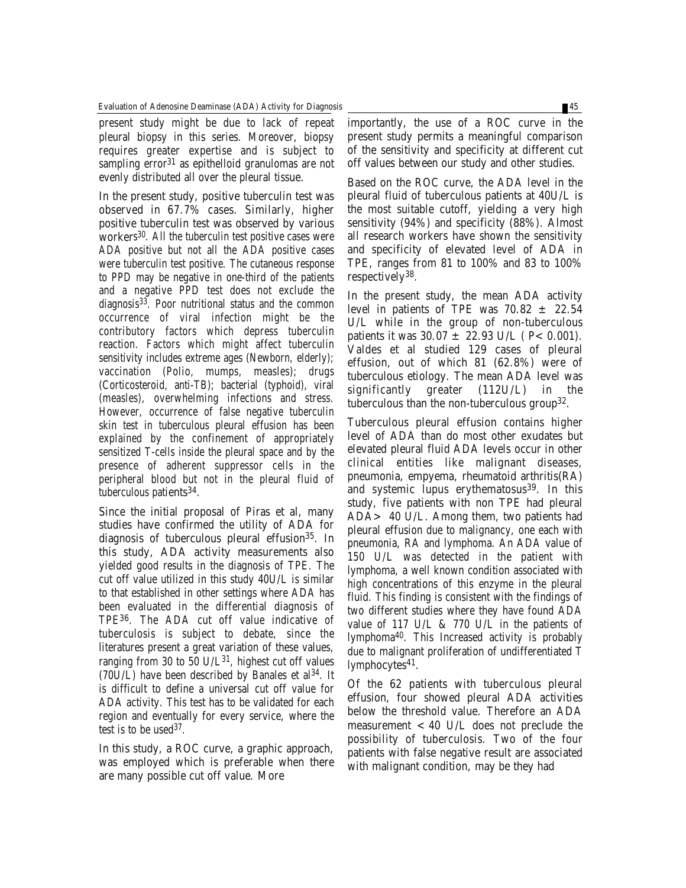present study might be due to lack of repeat pleural biopsy in this series. Moreover, biopsy requires greater expertise and is subject to sampling error[31] as epithelloid granulomas are not evenly distributed all over the pleural tissue.

In the present study, positive tuberculin test was observed in 67.7% cases. Similarly, higher positive tuberculin test was observed by various workers[30]. All the tuberculin test positive cases were ADA positive but not all the ADA positive cases were tuberculin test positive. The cutaneous response to PPD may be negative in one-third of the patients and a negative PPD test does not exclude the diagnosis[33]. Poor nutritional status and the common occurrence of viral infection might be the contributory factors which depress tuberculin reaction. Factors which might affect tuberculin sensitivity includes extreme ages (Newborn, elderly); vaccination (Polio, mumps, measles); drugs (Corticosteroid, anti-TB); bacterial (typhoid), viral (measles), overwhelming infections and stress. However, occurrence of false negative tuberculin skin test in tuberculous pleural effusion has been explained by the confinement of appropriately sensitized T-cells inside the pleural space and by the presence of adherent suppressor cells in the peripheral blood but not in the pleural fluid of tuberculous patients[34].

Since the initial proposal of Piras et al, many studies have confirmed the utility of ADA for diagnosis of tuberculous pleural effusion[35]. In this study, ADA activity measurements also yielded good results in the diagnosis of TPE. The cut off value utilized in this study 40U/L is similar to that established in other settings where ADA has been evaluated in the differential diagnosis of TPE[36]. The ADA cut off value indicative of tuberculosis is subject to debate, since the literatures present a great variation of these values, ranging from 30 to 50 U/L[31], highest cut off values (70U/L) have been described by Banales et al[34]. It is difficult to define a universal cut off value for ADA activity. This test has to be validated for each region and eventually for every service, where the test is to be used[37].

In this study, a ROC curve, a graphic approach, was employed which is preferable when there are many possible cut off value. More importantly, the use of a ROC curve in the present study permits a meaningful comparison of the sensitivity and specificity at different cut off values between our study and other studies.

Based on the ROC curve, the ADA level in the pleural fluid of tuberculous patients at 40U/L is the most suitable cutoff, yielding a very high sensitivity (94%) and specificity (88%). Almost all research workers have shown the sensitivity and specificity of elevated level of ADA in TPE, ranges from 81 to 100% and 83 to 100% respectively[38].

In the present study, the mean ADA activity level in patients of TPE was 70.82 ± 22.54 U/L while in the group of non-tuberculous patients it was 30.07 ± 22.93 U/L ( $P < 0.001$). Valdes et al studied 129 cases of pleural effusion, out of which 81 (62.8%) were of tuberculous etiology. The mean ADA level was significantly greater (112U/L) in the tuberculous than the non-tuberculous group[32].

Tuberculous pleural effusion contains higher level of ADA than do most other exudates but elevated pleural fluid ADA levels occur in other clinical entities like malignant diseases, pneumonia, empyema, rheumatoid arthritis(RA) and systemic lupus erythematosus[39]. In this study, five patients with non TPE had pleural ADA> 40 U/L. Among them, two patients had pleural effusion due to malignancy, one each with pneumonia, RA and lymphoma. An ADA value of 150 U/L was detected in the patient with lymphoma, a well known condition associated with high concentrations of this enzyme in the pleural fluid. This finding is consistent with the findings of two different studies where they have found ADA value of 117 U/L & 770 U/L in the patients of lymphoma[40]. This Increased activity is probably due to malignant proliferation of undifferentiated T lymphocytes[41].

Of the 62 patients with tuberculous pleural effusion, four showed pleural ADA activities below the threshold value. Therefore an ADA measurement < 40 U/L does not preclude the possibility of tuberculosis. Two of the four patients with false negative result are associated with malignant condition, may be they had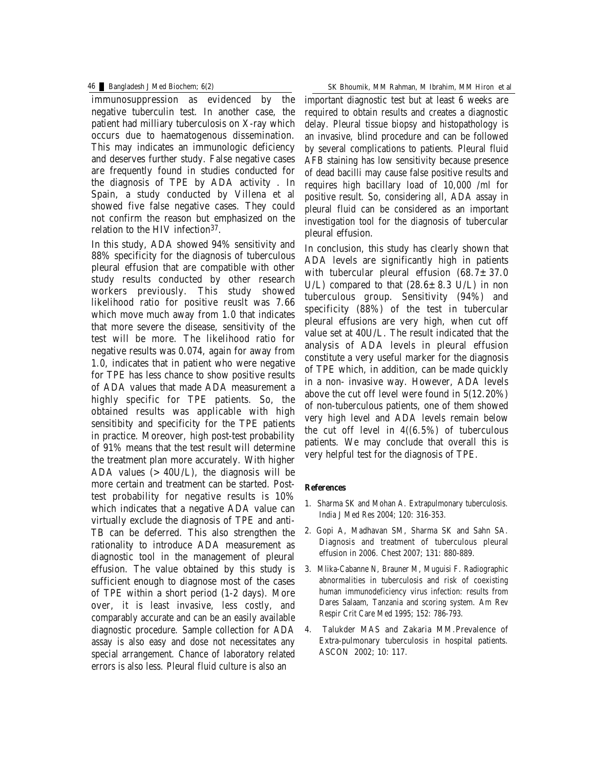immunosuppression as evidenced by the negative tuberculin test. In another case, the patient had milliary tuberculosis on X-ray which occurs due to haematogenous dissemination. This may indicates an immunologic deficiency and deserves further study. False negative cases are frequently found in studies conducted for the diagnosis of TPE by ADA activity . In Spain, a study conducted by Villena et al showed five false negative cases. They could not confirm the reason but emphasized on the relation to the HIV infection[37].

In this study, ADA showed 94% sensitivity and 88% specificity for the diagnosis of tuberculous pleural effusion that are compatible with other study results conducted by other research workers previously. This study showed likelihood ratio for positive reuslt was 7.66 which move much away from 1.0 that indicates that more severe the disease, sensitivity of the test will be more. The likelihood ratio for negative results was 0.074, again for away from 1.0, indicates that in patient who were negative for TPE has less chance to show positive results of ADA values that made ADA measurement a highly specific for TPE patients. So, the obtained results was applicable with high sensitibity and specificity for the TPE patients in practice. Moreover, high post-test probability of 91% means that the test result will determine the treatment plan more accurately. With higher ADA values (> 40U/L), the diagnosis will be more certain and treatment can be started. Post-test probability for negative results is 10% which indicates that a negative ADA value can virtually exclude the diagnosis of TPE and anti-TB can be deferred. This also strengthen the rationality to introduce ADA measurement as diagnostic tool in the management of pleural effusion. The value obtained by this study is sufficient enough to diagnose most of the cases of TPE within a short period (1-2 days). More over, it is least invasive, less costly, and comparably accurate and can be an easily available diagnostic procedure. Sample collection for ADA assay is also easy and dose not necessitates any special arrangement. Chance of laboratory related errors is also less. Pleural fluid culture is also an important diagnostic test but at least 6 weeks are required to obtain results and creates a diagnostic delay. Pleural tissue biopsy and histopathology is an invasive, blind procedure and can be followed by several complications to patients. Pleural fluid AFB staining has low sensitivity because presence of dead bacilli may cause false positive results and requires high bacillary load of 10,000 /ml for positive result. So, considering all, ADA assay in pleural fluid can be considered as an important investigation tool for the diagnosis of tubercular pleural effusion.

In conclusion, this study has clearly shown that ADA levels are significantly high in patients with tubercular pleural effusion (68.7± 37.0 U/L) compared to that (28.6± 8.3 U/L) in non tuberculous group. Sensitivity (94%) and specificity (88%) of the test in tubercular pleural effusions are very high, when cut off value set at 40U/L. The result indicated that the analysis of ADA levels in pleural effusion constitute a very useful marker for the diagnosis of TPE which, in addition, can be made quickly in a non- invasive way. However, ADA levels above the cut off level were found in 5(12.20%) of non-tuberculous patients, one of them showed very high level and ADA levels remain below the cut off level in 4((6.5%) of tuberculous patients. We may conclude that overall this is very helpful test for the diagnosis of TPE.

**References**

1. Sharma SK and Mohan A. Extrapulmonary tuberculosis. India J Med Res 2004; 120: 316-353.
2. Gopi A, Madhavan SM, Sharma SK and Sahn SA. Diagnosis and treatment of tuberculous pleural effusion in 2006. Chest 2007; 131: 880-889.
3. Mlika-Cabanne N, Brauner M, Muguisi F. Radiographic abnormalities in tuberculosis and risk of coexisting human immunodeficiency virus infection: results from Dares Salaam, Tanzania and scoring system. Am Rev Respir Crit Care Med 1995; 152: 786-793.
4. Talukder MAS and Zakaria MM.Prevalence of Extra-pulmonary tuberculosis in hospital patients. ASCON 2002; 10: 117.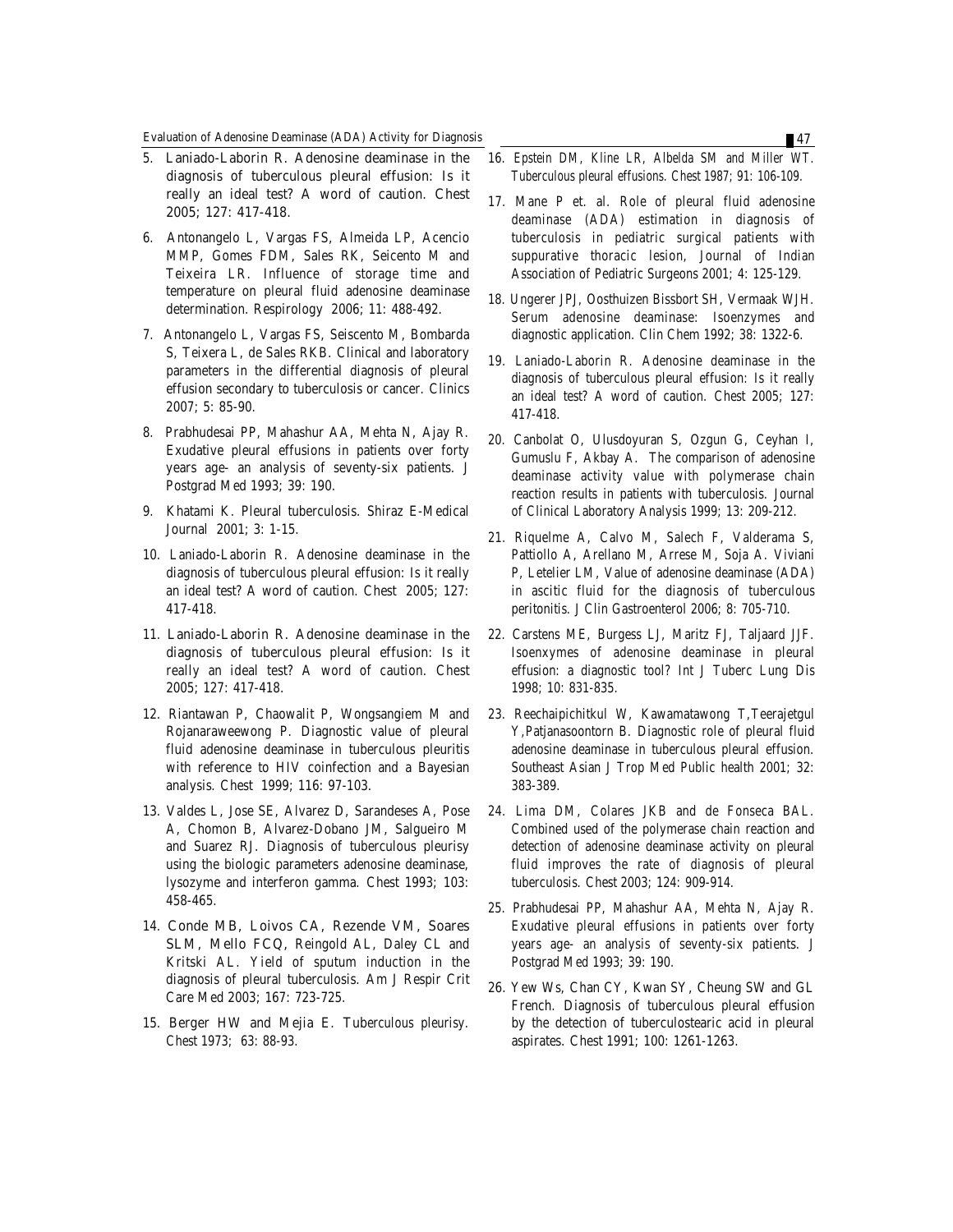5. Laniado-Laborin R. Adenosine deaminase in the diagnosis of tuberculous pleural effusion: Is it really an ideal test? A word of caution. Chest 2005; 127: 417-418.

6. Antonangelo L, Vargas FS, Almeida LP, Acencio MMP, Gomes FDM, Sales RK, Seicento M and Teixeira LR. Influence of storage time and temperature on pleural fluid adenosine deaminase determination. Respirology 2006; 11: 488-492.

7. Antonangelo L, Vargas FS, Seiscento M, Bombarda S, Teixera L, de Sales RKB. Clinical and laboratory parameters in the differential diagnosis of pleural effusion secondary to tuberculosis or cancer. Clinics 2007; 5: 85-90.

8. Prabhudesai PP, Mahashur AA, Mehta N, Ajay R. Exudative pleural effusions in patients over forty years age- an analysis of seventy-six patients. J Postgrad Med 1993; 39: 190.

9. Khatami K. Pleural tuberculosis. Shiraz E-Medical Journal 2001; 3: 1-15.

10. Laniado-Laborin R. Adenosine deaminase in the diagnosis of tuberculous pleural effusion: Is it really an ideal test? A word of caution. Chest 2005; 127: 417-418.

11. Laniado-Laborin R. Adenosine deaminase in the diagnosis of tuberculous pleural effusion: Is it really an ideal test? A word of caution. Chest 2005; 127: 417-418.

12. Riantawan P, Chaowalit P, Wongsangiem M and Rojanaraweewong P. Diagnostic value of pleural fluid adenosine deaminase in tuberculous pleuritis with reference to HIV coinfection and a Bayesian analysis. Chest 1999; 116: 97-103.

13. Valdes L, Jose SE, Alvarez D, Sarandeses A, Pose A, Chomon B, Alvarez-Dobano JM, Salgueiro M and Suarez RJ. Diagnosis of tuberculous pleurisy using the biologic parameters adenosine deaminase, lysozyme and interferon gamma. Chest 1993; 103: 458-465.

14. Conde MB, Loivos CA, Rezende VM, Soares SLM, Mello FCQ, Reingold AL, Daley CL and Kritski AL. Yield of sputum induction in the diagnosis of pleural tuberculosis. Am J Respir Crit Care Med 2003; 167: 723-725.

15. Berger HW and Mejia E. Tuberculous pleurisy. Chest 1973; 63: 88-93.

16. Epstein DM, Kline LR, Albelda SM and Miller WT. Tuberculous pleural effusions. Chest 1987; 91: 106-109.

17. Mane P et. al. Role of pleural fluid adenosine deaminase (ADA) estimation in diagnosis of tuberculosis in pediatric surgical patients with suppurative thoracic lesion, Journal of Indian Association of Pediatric Surgeons 2001; 4: 125-129.

18. Ungerer JPJ, Oosthuizen Bissbort SH, Vermaak WJH. Serum adenosine deaminase: Isoenzymes and diagnostic application. Clin Chem 1992; 38: 1322-6.

19. Laniado-Laborin R. Adenosine deaminase in the diagnosis of tuberculous pleural effusion: Is it really an ideal test? A word of caution. Chest 2005; 127: 417-418.

20. Canbolat O, Ulusdoyuran S, Ozgun G, Ceyhan I, Gumuslu F, Akbay A. The comparison of adenosine deaminase activity value with polymerase chain reaction results in patients with tuberculosis. Journal of Clinical Laboratory Analysis 1999; 13: 209-212.

21. Riquelme A, Calvo M, Salech F, Valderama S, Pattiollo A, Arellano M, Arrese M, Soja A. Viviani P, Letelier LM, Value of adenosine deaminase (ADA) in ascitic fluid for the diagnosis of tuberculous peritonitis. J Clin Gastroenterol 2006; 8: 705-710.

22. Carstens ME, Burgess LJ, Maritz FJ, Taljaard JJF. Isoenxymes of adenosine deaminase in pleural effusion: a diagnostic tool? Int J Tuberc Lung Dis 1998; 10: 831-835.

23. Reechaipichitkul W, Kawamatawong T,Teerajetgul Y,Patjanasoontorn B. Diagnostic role of pleural fluid adenosine deaminase in tuberculous pleural effusion. Southeast Asian J Trop Med Public health 2001; 32: 383-389.

24. Lima DM, Colares JKB and de Fonseca BAL. Combined used of the polymerase chain reaction and detection of adenosine deaminase activity on pleural fluid improves the rate of diagnosis of pleural tuberculosis. Chest 2003; 124: 909-914.

25. Prabhudesai PP, Mahashur AA, Mehta N, Ajay R. Exudative pleural effusions in patients over forty years age- an analysis of seventy-six patients. J Postgrad Med 1993; 39: 190.

26. Yew Ws, Chan CY, Kwan SY, Cheung SW and GL French. Diagnosis of tuberculous pleural effusion by the detection of tuberculostearic acid in pleural aspirates. Chest 1991; 100: 1261-1263.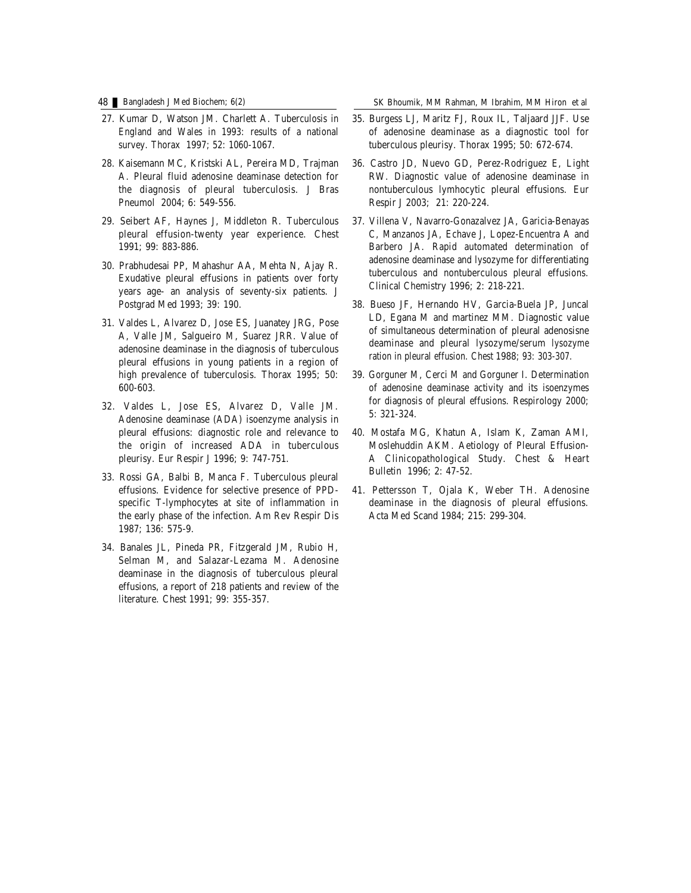27. Kumar D, Watson JM. Charlett A. Tuberculosis in England and Wales in 1993: results of a national survey. Thorax 1997; 52: 1060-1067.

28. Kaisemann MC, Kristski AL, Pereira MD, Trajman A. Pleural fluid adenosine deaminase detection for the diagnosis of pleural tuberculosis. J Bras Pneumol 2004; 6: 549-556.

29. Seibert AF, Haynes J, Middleton R. Tuberculous pleural effusion-twenty year experience. Chest 1991; 99: 883-886.

30. Prabhudesai PP, Mahashur AA, Mehta N, Ajay R. Exudative pleural effusions in patients over forty years age- an analysis of seventy-six patients. J Postgrad Med 1993; 39: 190.

31. Valdes L, Alvarez D, Jose ES, Juanatey JRG, Pose A, Valle JM, Salgueiro M, Suarez JRR. Value of adenosine deaminase in the diagnosis of tuberculous pleural effusions in young patients in a region of high prevalence of tuberculosis. Thorax 1995; 50: 600-603.

32. Valdes L, Jose ES, Alvarez D, Valle JM. Adenosine deaminase (ADA) isoenzyme analysis in pleural effusions: diagnostic role and relevance to the origin of increased ADA in tuberculous pleurisy. Eur Respir J 1996; 9: 747-751.

33. Rossi GA, Balbi B, Manca F. Tuberculous pleural effusions. Evidence for selective presence of PPD-specific T-lymphocytes at site of inflammation in the early phase of the infection. Am Rev Respir Dis 1987; 136: 575-9.

34. Banales JL, Pineda PR, Fitzgerald JM, Rubio H, Selman M, and Salazar-Lezama M. Adenosine deaminase in the diagnosis of tuberculous pleural effusions, a report of 218 patients and review of the literature. Chest 1991; 99: 355-357.

35. Burgess LJ, Maritz FJ, Roux IL, Taljaard JJF. Use of adenosine deaminase as a diagnostic tool for tuberculous pleurisy. Thorax 1995; 50: 672-674.

36. Castro JD, Nuevo GD, Perez-Rodriguez E, Light RW. Diagnostic value of adenosine deaminase in nontuberculous lymhocytic pleural effusions. Eur Respir J 2003; 21: 220-224.

37. Villena V, Navarro-Gonazalvez JA, Garicia-Benayas C, Manzanos JA, Echave J, Lopez-Encuentra A and Barbero JA. Rapid automated determination of adenosine deaminase and lysozyme for differentiating tuberculous and nontuberculous pleural effusions. Clinical Chemistry 1996; 2: 218-221.

38. Bueso JF, Hernando HV, Garcia-Buela JP, Juncal LD, Egana M and martinez MM. Diagnostic value of simultaneous determination of pleural adenosisne deaminase and pleural lysozyme/serum lysozyme ration in pleural effusion. Chest 1988; 93: 303-307.

39. Gorguner M, Cerci M and Gorguner I. Determination of adenosine deaminase activity and its isoenzymes for diagnosis of pleural effusions. Respirology 2000; 5: 321-324.

40. Mostafa MG, Khatun A, Islam K, Zaman AMI, Moslehuddin AKM. Aetiology of Pleural Effusion- A Clinicopathological Study. Chest & Heart Bulletin 1996; 2: 47-52.

41. Pettersson T, Ojala K, Weber TH. Adenosine deaminase in the diagnosis of pleural effusions. Acta Med Scand 1984; 215: 299-304.